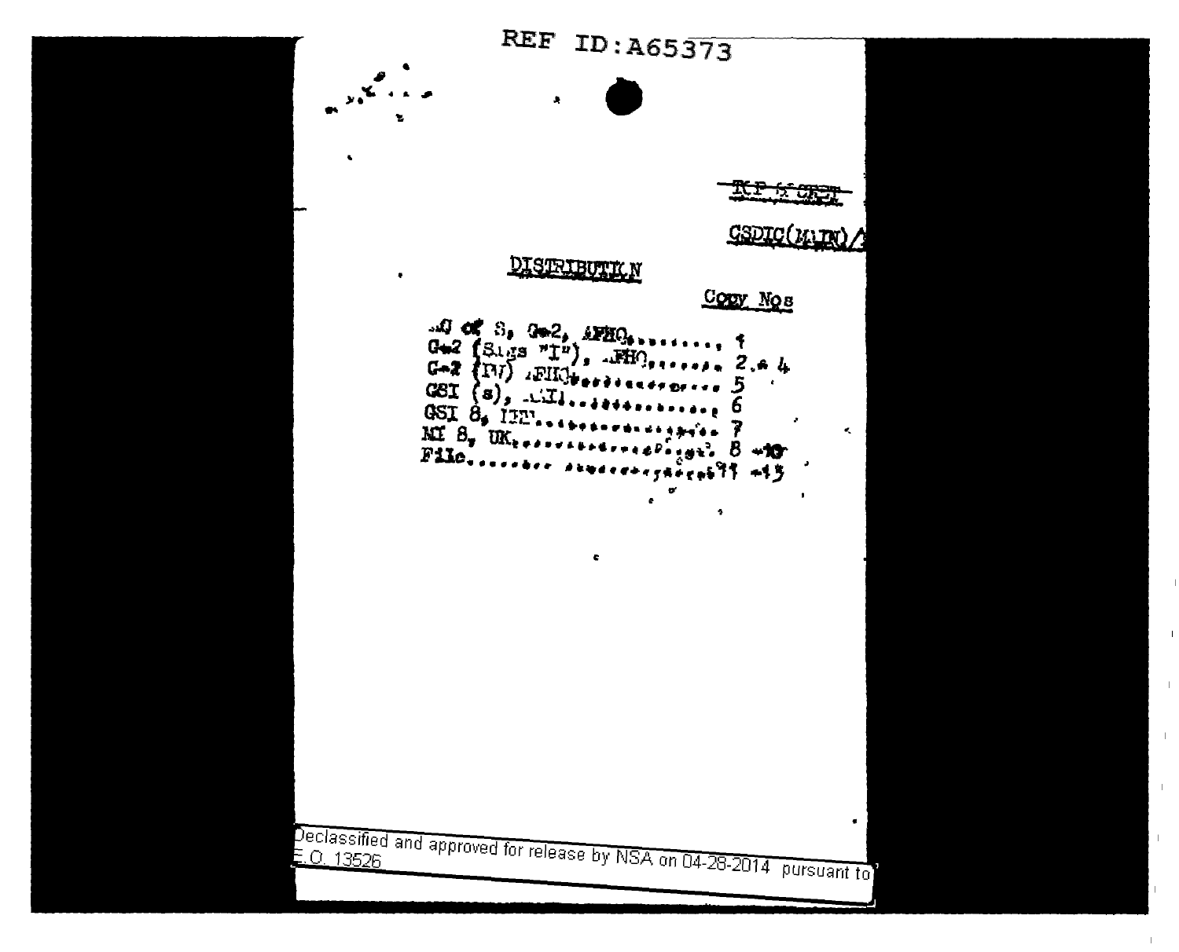REF ID:A65373

~~TOP SECRET~~

CSDIC(MAIN)/

## DISTRIBUTION

| | Copy Nos |
|---|---|
| AC of S, G-2, AFHQ......... | 1 |
| G-2 (Sigs "I"), AFHQ......... | 2 - 4 |
| G-2 (PW) AFHQ.............. | 5 |
| GSI (s), AAI............. | 6 |
| GSI 8, ME.............. | 7 |
| MI 8, UK.............. | 8 - 10 |
| File.............. | 11 - 15 |

Declassified and approved for release by NSA on 04-28-2014 pursuant to E.O. 13526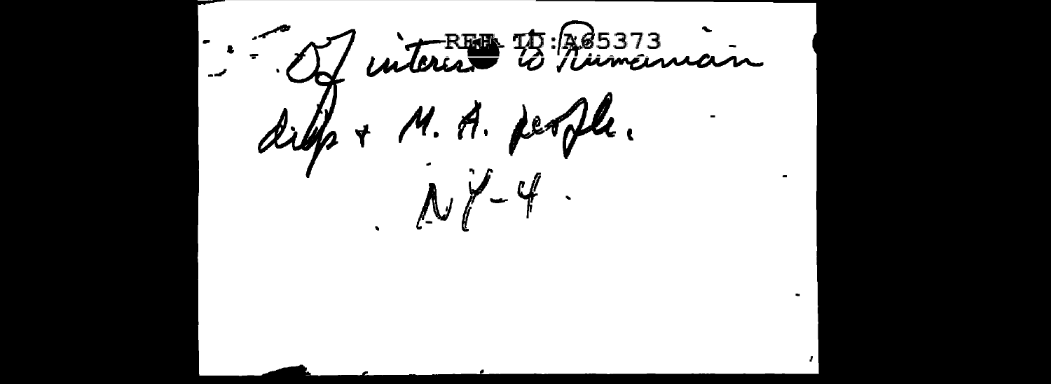REF ID:A65373

Of interest to Rumanian
dip + M. A. people.
NY-4.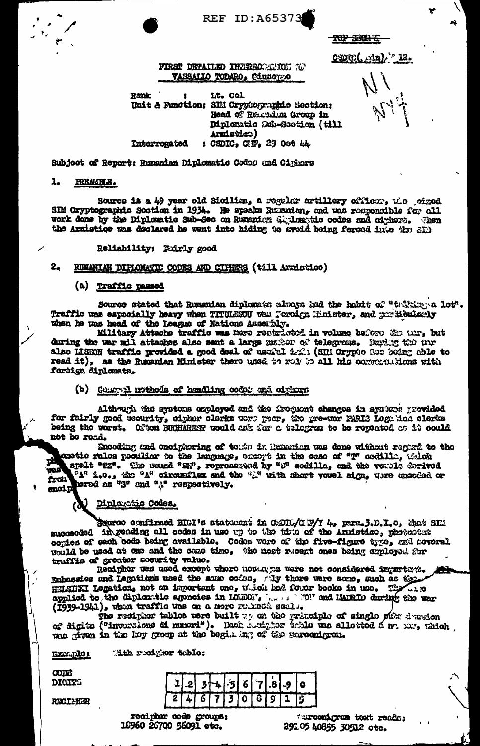REF ID:A65373

TOP SECRET

CSDIC(Main)/ 12.

FIRST DETAILED INTERROGATION OF VASSALLO TODARO, Giuseppe

Rank : Lt. Col
Unit & Function: SIM Cryptographic Section: Head of Rumanian Group in Diplomatic Sub-Section (till Armistice)
Interrogated : CSDIC, CMF, 29 Oct 44

Subject of Report: Rumanian Diplomatic Codes and Ciphers

## 1. PREAMBLE.

Source is a 49 year old Sicilian, a regular artillery officer, who joined SIM Cryptographic Section in 1934. He speaks Rumanian, and was responsible for all work done by the Diplomatic Sub-Sec on Rumanian diplomatic codes and ciphers. When the Armistice was declared he went into hiding to avoid being forced into the SID

Reliability: Fairly good

## 2. RUMANIAN DIPLOMATIC CODES AND CIPHERS (till Armistice)

### (a) Traffic passed

Source stated that Rumanian diplomats always had the habit of "telling a lot". Traffic was especially heavy when TITULESCU was Foreign Minister, and particularly when he was head of the League of Nations Assembly.

Military Attache traffic was more restricted in volume before the war, but during the war mil attaches also sent a large number of telegrams. During the war also LISBON traffic provided a good deal of useful info (SIM Crypto Sec being able to read it), as the Rumanian Minister there used to rely to all his conversations with foreign diplomats.

### (b) General methods of handling codes and ciphers

Although the systems employed and the frequent changes in systems provided for fairly good security, cipher clerks were poor, the pre-war PARIS Legation clerks being the worst. Often BUCHAREST would ask for a telegram to be repeated as it could not be read.

Encoding and enciphering of texts in Rumanian was done without regard to the phonetic rules peculiar to the language, except in the case of "T" cedilla, which was spelt "TZ". The sound "SH", represented by "S" cedilla, and the vowels derived from "A" i.e., the "A" circumflex and the "A" with short vowel sign, were encoded or enciphered as "S" and "A" respectively.

### (c) Diplomatic Codes.

Source confirmed BIGI's statement in CSDIC/CMF/Y 4, para.3.D.I.c, that SIM succeeded in reading all codes in use up to the time of the Armistice, photostat copies of each code being available. Codes were of the five-figure type, and several would be used at one and the same time, the most recent ones being employed for traffic of greater security value.

Recipher was used except where messages were not considered important. All Embassies and Legations used the same codes, only there were some, such as the HELSINKI Legation, not an important one, which had fewer books in use. The same applied to the diplomatic agencies in LONDON, ..... and MADRID during the war (1939-1941), when traffic was on a more reduced scale.

The recipher tables were built up on the principle of single substitution of digits ("inversione di numeri"). Each recipher table was allotted a number, which was given in the key group at the beginning of the cryptogram.

Example: With recipher table:

| CODE DIGITS | 1 | 2 | 3 | 4 | 5 | 6 | 7 | 8 | 9 | 0 |
|---|---|---|---|---|---|---|---|---|---|---|
| RECIPHER | 2 | 4 | 6 | 7 | 3 | 0 | 8 | 9 | 1 | 5 |

recipher code groups: 18960 26700 56091 etc.

cryptogram text reads: 29105 40855 30512 etc.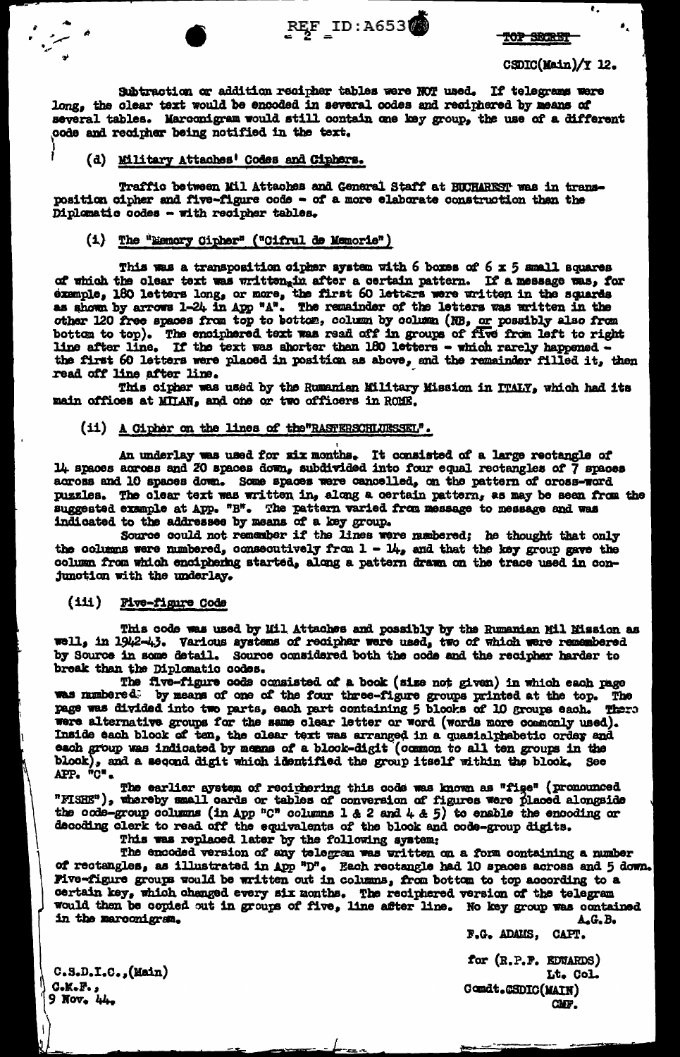TOP SECRET

CSDIC(Main)/Y 12.

Subtraction or addition recipher tables were NOT used. If telegrams were long, the clear text would be encoded in several codes and reciphered by means of several tables. Marconigram would still contain one key group, the use of a different code and recipher being notified in the text.

### (d) Military Attaches' Codes and Ciphers.

Traffic between Mil Attaches and General Staff at BUCHAREST was in transposition cipher and five-figure code - of a more elaborate construction than the Diplomatic codes - with recipher tables.

#### (i) The "Memory Cipher" ("Cifrul de Memorie")

This was a transposition cipher system with 6 boxes of 6 x 5 small squares of which the clear text was written in after a certain pattern. If a message was, for example, 180 letters long, or more, the first 60 letters were written in the squards as shown by arrows 1-24 in App "A". The remainder of the letters was written in the other 120 free spaces from top to bottom, column by column (NB, or possibly also from bottom to top). The enciphered text was read off in groups of five from left to right line after line. If the text was shorter than 180 letters - which rarely happened - the first 60 letters were placed in position as above, and the remainder filled it, then read off line after line.

This cipher was used by the Rumanian Military Mission in ITALY, which had its main offices at MILAN, and one or two officers in ROME.

#### (ii) A Cipher on the lines of the "RASTERSCHLUESSEL".

An underlay was used for six months. It consisted of a large rectangle of 14 spaces across and 20 spaces down, subdivided into four equal rectangles of 7 spaces across and 10 spaces down. Some spaces were cancelled, on the pattern of cross-word puzzles. The clear text was written in, along a certain pattern, as may be seen from the suggested example at App. "B". The pattern varied from message to message and was indicated to the addressee by means of a key group.

Source could not remember if the lines were numbered; he thought that only the columns were numbered, consecutively from 1 - 14, and that the key group gave the column from which enciphering started, along a pattern drawn on the trace used in conjunction with the underlay.

#### (iii) Five-figure Code

This code was used by Mil Attaches and possibly by the Rumanian Mil Mission as well, in 1942-43. Various systems of recipher were used, two of which were remembered by Source in some detail. Source considered both the code and the recipher harder to break than the Diplomatic codes.

The five-figure code consisted of a book (size not given) in which each page was numbered by means of one of the four three-figure groups printed at the top. The page was divided into two parts, each part containing 5 blocks of 10 groups each. There were alternative groups for the same clear letter or word (words more commonly used). Inside each block of ten, the clear text was arranged in a quasialphabetic order and each group was indicated by means of a block-digit (common to all ten groups in the block), and a second digit which identified the group itself within the block. See APP. "C".

The earlier system of reciphering this code was known as "fise" (pronounced "FISHE"), whereby small cards or tables of conversion of figures were placed alongside the code-group columns (in App "C" columns 1 & 2 and 4 & 5) to enable the encoding or decoding clerk to read off the equivalents of the block and code-group digits.

This was replaced later by the following system:

The encoded version of any telegram was written on a form containing a number of rectangles, as illustrated in App "D". Each rectangle had 10 spaces across and 5 down. Five-figure groups would be written out in columns, from bottom to top according to a certain key, which changed every six months. The reciphered version of the telegram would then be copied out in groups of five, line after line. No key group was contained in the marconigram.

A.G.B.

F.G. ADAMS, CAPT.

for (R.P.F. EDWARDS)
Lt. Col.
Comdt.CSDIC(MAIN)
CMF.

C.S.D.I.C.,(Main)
C.M.F.,
9 Nov. 44.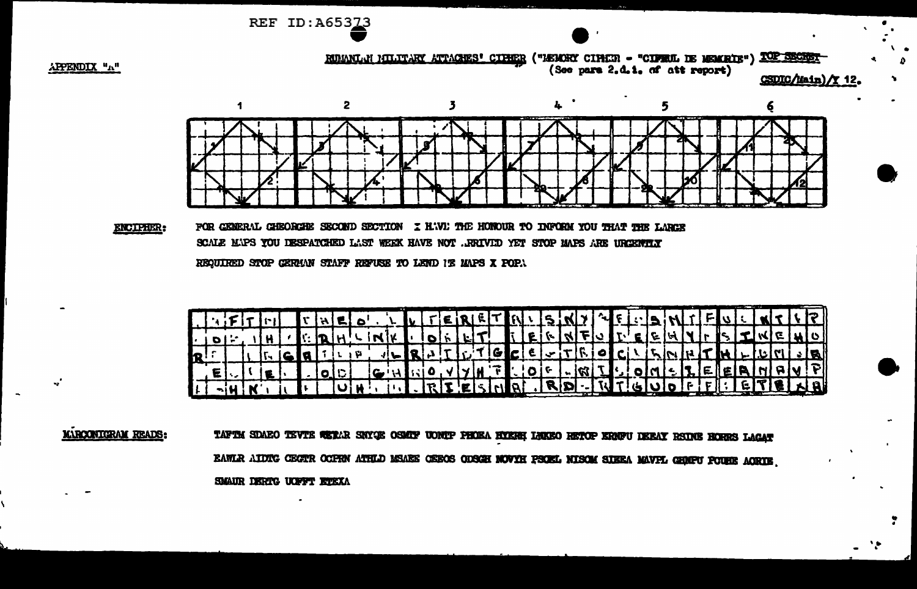REF ID:A65373

APPENDIX "A"

RUMANIAN MILITARY ATTACHES' CIPHER ("MEMORY CIPHER - "CIFRUL DE MEMORIE") TOP SECRET

(See para 2.d.i. of att report)

CSDIC/Main)/X 12.

| 1 | 2 | 3 | 4 | 5 | 6 |
|---|---|---|---|---|---|

**ENCIPHER:** FOR GENERAL GHEORGHE SECOND SECTION I HAVE THE HONOUR TO INFORM YOU THAT THE LARGE SCALE MAPS YOU DESPATCHED LAST WEEK HAVE NOT ARRIVED YET STOP MAPS ARE URGENTLY REQUIRED STOP GERMAN STAFF REFUSE TO LEND US MAPS X POPA

**MARCONIGRAM READS:** TAFTM SDAEO TEVTE RETAR SNYQE OSMFP UONTP PHOEA RYERH IAKEO RETOP ERNFU DEEAY RSINE HORRS LAGAT EAWLR AIDTG CEGTR OCPRN ATHLD MSAEE OEEOS ODSGH NOVYH PSOEL NISOM SIEEA MAVPL GHMFU FOUEE AORIE SMAUR DERTG UOFFT ETEXA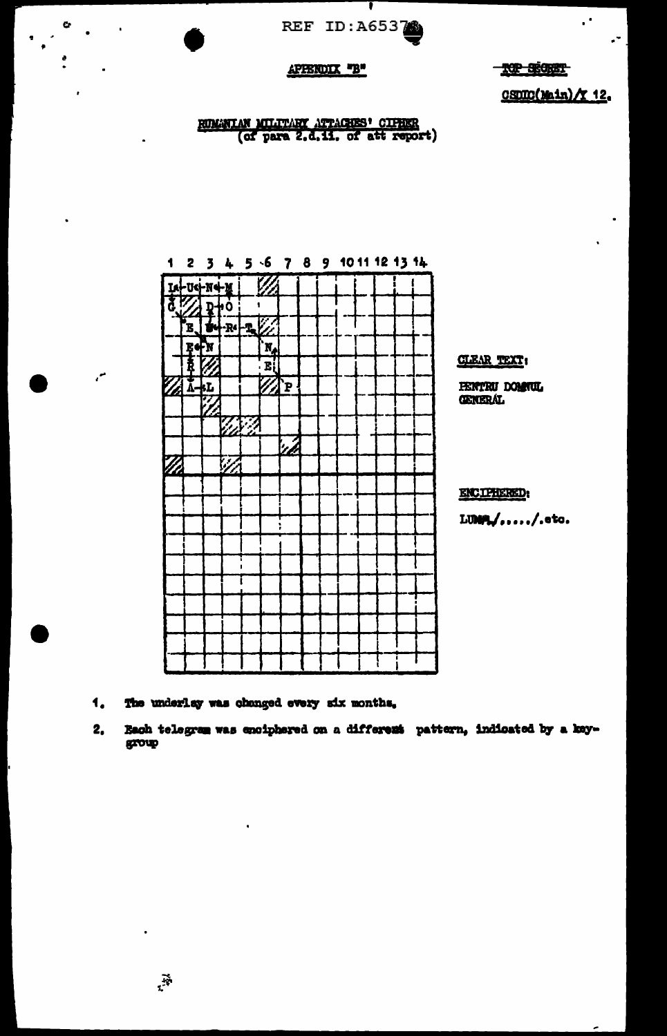APPENDIX "B"

TOP SECRET

CSDIC(Main)/X 12.

## RUMANIAN MILITARY ATTACHES' CIPHER
(cf para 2.d.ii. of att report)

CLEAR TEXT:

PENTRU DOMNUL GENERAL

ENCIPHERED:

LUNM./...../.etc.

1. The underlay was changed every six months.

2. Each telegram was enciphered on a different pattern, indicated by a key-group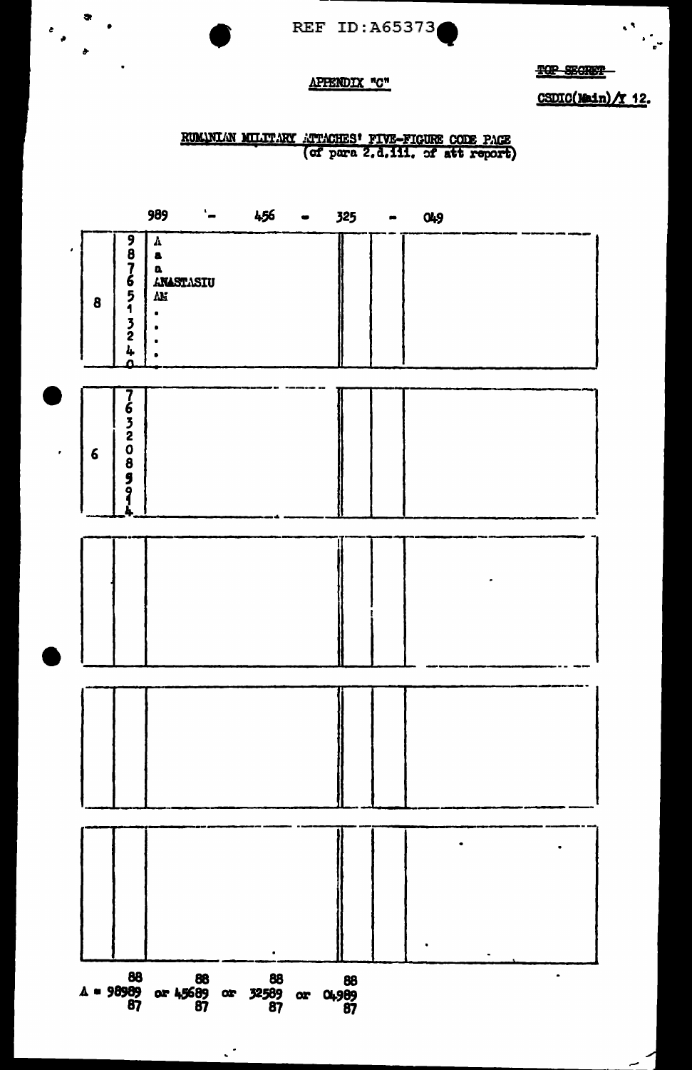REF ID:A65373

APPENDIX "C"

~~TOP SECRET~~

CSDIC(Main)/Y 12.

## RUMANIAN MILITARY ATTACHES' FIVE-FIGURE CODE PAGE
(cf para 2.d.iii. of att report)

989 - 456 - 325 - 049

| | | | | | |
|---|---|---|---|---|---|
| 8 | 9<br>8<br>7<br>6<br>5<br>1<br>3<br>2<br>4<br>0 | A<br>a<br>a<br>ANASTASIU<br>AN<br>.<br>.<br>.<br>. | | | |
| 6 | 7<br>6<br>3<br>2<br>0<br>8<br>5<br>9<br>1<br>4 | | | | |
| | | | | | |
| | | | | | |
| | | | | | |

A = 98989 (88/87) or 45689 (88/87) or 32589 (88/87) or 04989 (88/87)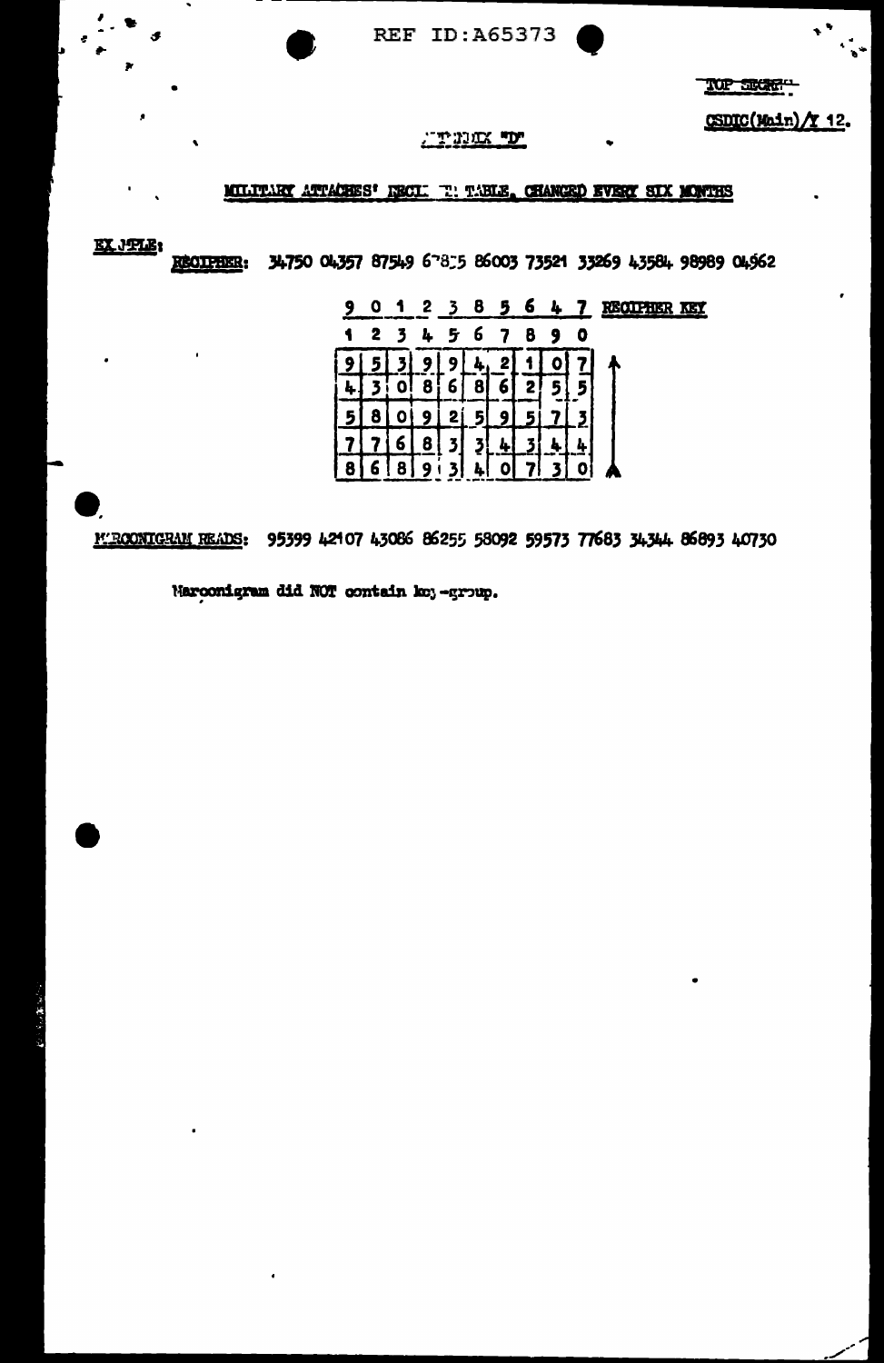TOP SECRET

CSDIC(Main)/Y 12.

APPENDIX "D"

MILITARY ATTACHES' RECIPHER TABLE, CHANGED EVERY SIX MONTHS

EXAMPLE:

RECIPHER: 34750 04357 87549 67835 86003 73521 33269 43584 98989 04962

| 9 | 0 | 1 | 2 | 3 | 8 | 5 | 6 | 4 | 7 | RECIPHER KEY |
|---|---|---|---|---|---|---|---|---|---|---|
| 1 | 2 | 3 | 4 | 5 | 6 | 7 | 8 | 9 | 0 | |
| 9 | 5 | 3 | 9 | 9 | 4 | 2 | 1 | 0 | 7 | ↑ |
| 4 | 3 | 0 | 8 | 6 | 8 | 6 | 2 | 5 | 5 | |
| 5 | 8 | 0 | 9 | 2 | 5 | 9 | 5 | 7 | 3 | |
| 7 | 7 | 6 | 8 | 3 | 3 | 4 | 3 | 4 | 4 | |
| 8 | 6 | 8 | 9 | 3 | 4 | 0 | 7 | 3 | 0 | |

MARCONIGRAM READS: 95399 42107 43086 86255 58092 59573 77683 34344 86893 40730

Marconigram did NOT contain key-group.